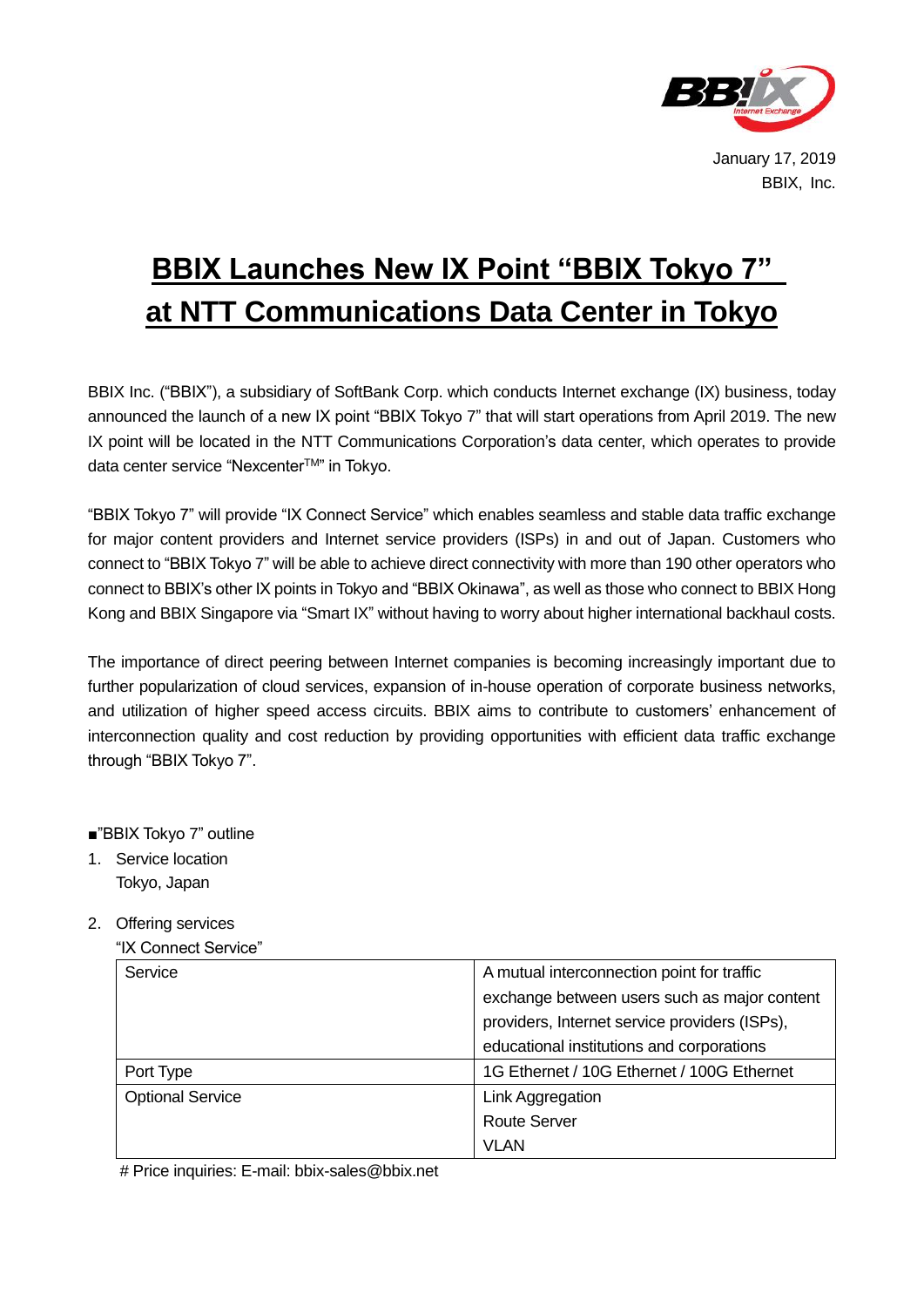January 17, 2019
BBIX, Inc.

# BBIX Launches New IX Point “BBIX Tokyo 7” at NTT Communications Data Center in Tokyo

BBIX Inc. (“BBIX”), a subsidiary of SoftBank Corp. which conducts Internet exchange (IX) business, today announced the launch of a new IX point “BBIX Tokyo 7” that will start operations from April 2019. The new IX point will be located in the NTT Communications Corporation’s data center, which operates to provide data center service “Nexcenter™” in Tokyo.

“BBIX Tokyo 7” will provide “IX Connect Service” which enables seamless and stable data traffic exchange for major content providers and Internet service providers (ISPs) in and out of Japan. Customers who connect to “BBIX Tokyo 7” will be able to achieve direct connectivity with more than 190 other operators who connect to BBIX’s other IX points in Tokyo and “BBIX Okinawa”, as well as those who connect to BBIX Hong Kong and BBIX Singapore via “Smart IX” without having to worry about higher international backhaul costs.

The importance of direct peering between Internet companies is becoming increasingly important due to further popularization of cloud services, expansion of in-house operation of corporate business networks, and utilization of higher speed access circuits. BBIX aims to contribute to customers’ enhancement of interconnection quality and cost reduction by providing opportunities with efficient data traffic exchange through “BBIX Tokyo 7”.

■”BBIX Tokyo 7” outline

1. Service location
   Tokyo, Japan

2. Offering services
   “IX Connect Service”

| Service | A mutual interconnection point for traffic exchange between users such as major content providers, Internet service providers (ISPs), educational institutions and corporations |
|---|---|
| Port Type | 1G Ethernet / 10G Ethernet / 100G Ethernet |
| Optional Service | Link Aggregation<br>Route Server<br>VLAN |

# Price inquiries: E-mail: bbix-sales@bbix.net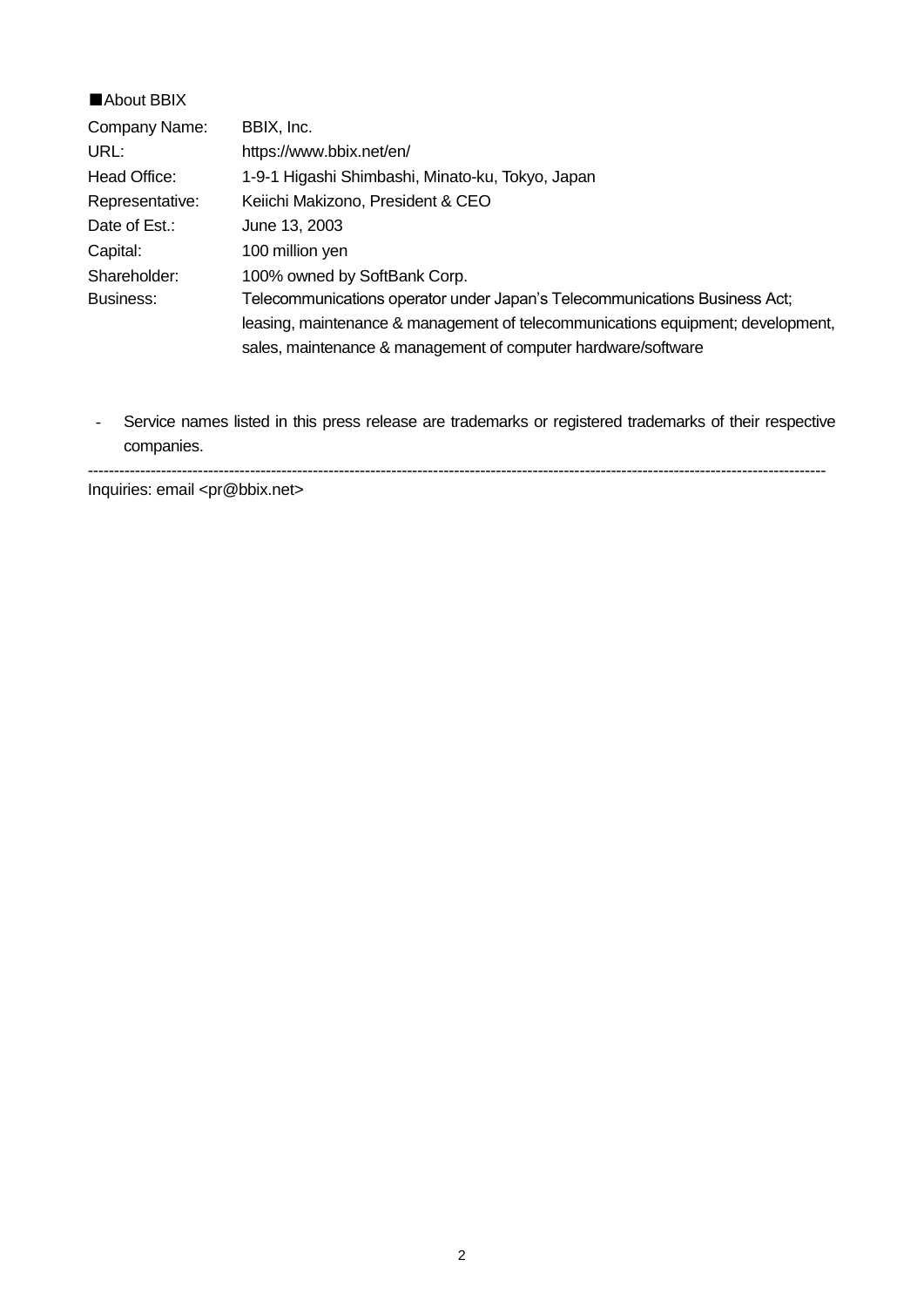■About BBIX

| | |
|---|---|
| Company Name: | BBIX, Inc. |
| URL: | https://www.bbix.net/en/ |
| Head Office: | 1-9-1 Higashi Shimbashi, Minato-ku, Tokyo, Japan |
| Representative: | Keiichi Makizono, President & CEO |
| Date of Est.: | June 13, 2003 |
| Capital: | 100 million yen |
| Shareholder: | 100% owned by SoftBank Corp. |
| Business: | Telecommunications operator under Japan's Telecommunications Business Act; leasing, maintenance & management of telecommunications equipment; development, sales, maintenance & management of computer hardware/software |

- Service names listed in this press release are trademarks or registered trademarks of their respective companies.

---

Inquiries: email <pr@bbix.net>